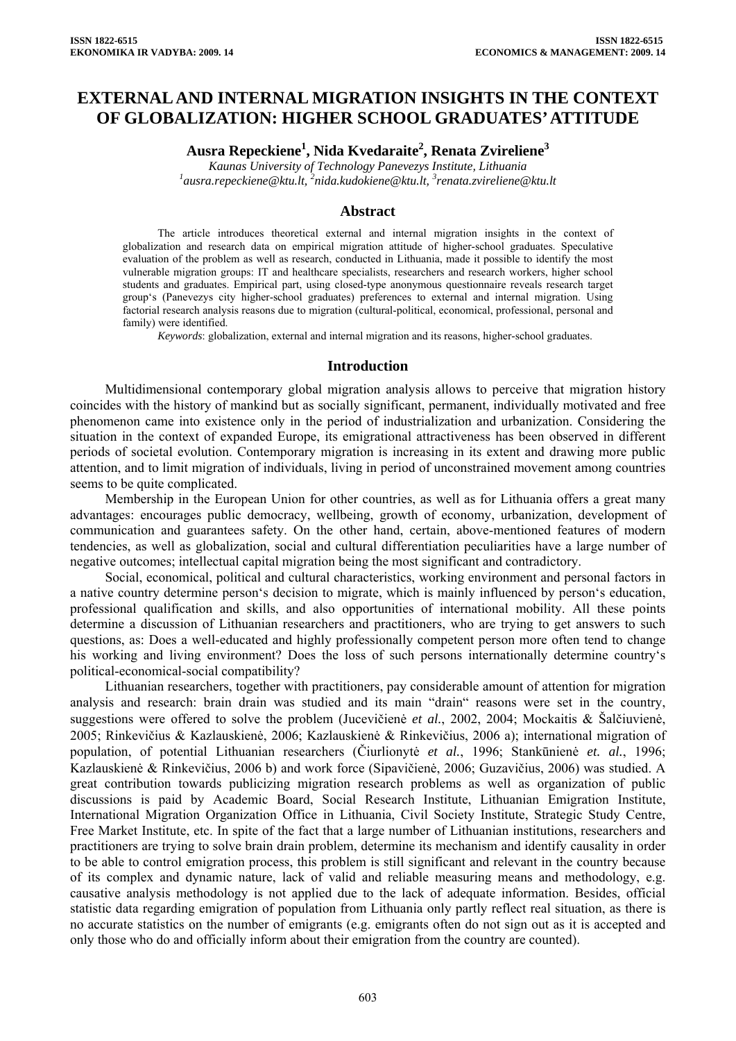# EXTERNAL AND INTERNAL MIGRATION INSIGHTS IN THE CONTEXT OF GLOBALIZATION: HIGHER SCHOOL GRADUATES' ATTITUDE

**Ausra Repeckiene[1], Nida Kvedaraite[2], Renata Zvireliene[3]**

*Kaunas University of Technology Panevezys Institute, Lithuania*
*[1]ausra.repeckiene@ktu.lt, [2]nida.kudokiene@ktu.lt, [3]renata.zvireliene@ktu.lt*

## Abstract

The article introduces theoretical external and internal migration insights in the context of globalization and research data on empirical migration attitude of higher-school graduates. Speculative evaluation of the problem as well as research, conducted in Lithuania, made it possible to identify the most vulnerable migration groups: IT and healthcare specialists, researchers and research workers, higher school students and graduates. Empirical part, using closed-type anonymous questionnaire reveals research target group's (Panevezys city higher-school graduates) preferences to external and internal migration. Using factorial research analysis reasons due to migration (cultural-political, economical, professional, personal and family) were identified.

*Keywords*: globalization, external and internal migration and its reasons, higher-school graduates.

## Introduction

Multidimensional contemporary global migration analysis allows to perceive that migration history coincides with the history of mankind but as socially significant, permanent, individually motivated and free phenomenon came into existence only in the period of industrialization and urbanization. Considering the situation in the context of expanded Europe, its emigrational attractiveness has been observed in different periods of societal evolution. Contemporary migration is increasing in its extent and drawing more public attention, and to limit migration of individuals, living in period of unconstrained movement among countries seems to be quite complicated.

Membership in the European Union for other countries, as well as for Lithuania offers a great many advantages: encourages public democracy, wellbeing, growth of economy, urbanization, development of communication and guarantees safety. On the other hand, certain, above-mentioned features of modern tendencies, as well as globalization, social and cultural differentiation peculiarities have a large number of negative outcomes; intellectual capital migration being the most significant and contradictory.

Social, economical, political and cultural characteristics, working environment and personal factors in a native country determine person's decision to migrate, which is mainly influenced by person's education, professional qualification and skills, and also opportunities of international mobility. All these points determine a discussion of Lithuanian researchers and practitioners, who are trying to get answers to such questions, as: Does a well-educated and highly professionally competent person more often tend to change his working and living environment? Does the loss of such persons internationally determine country's political-economical-social compatibility?

Lithuanian researchers, together with practitioners, pay considerable amount of attention for migration analysis and research: brain drain was studied and its main "drain" reasons were set in the country, suggestions were offered to solve the problem (Jucevičienė *et al.*, 2002, 2004; Mockaitis & Šalčiuvienė, 2005; Rinkevičius & Kazlauskienė, 2006; Kazlauskienė & Rinkevičius, 2006 a); international migration of population, of potential Lithuanian researchers (Čiurlionytė *et al.*, 1996; Stankūnienė *et. al.*, 1996; Kazlauskienė & Rinkevičius, 2006 b) and work force (Sipavičienė, 2006; Guzavičius, 2006) was studied. A great contribution towards publicizing migration research problems as well as organization of public discussions is paid by Academic Board, Social Research Institute, Lithuanian Emigration Institute, International Migration Organization Office in Lithuania, Civil Society Institute, Strategic Study Centre, Free Market Institute, etc. In spite of the fact that a large number of Lithuanian institutions, researchers and practitioners are trying to solve brain drain problem, determine its mechanism and identify causality in order to be able to control emigration process, this problem is still significant and relevant in the country because of its complex and dynamic nature, lack of valid and reliable measuring means and methodology, e.g. causative analysis methodology is not applied due to the lack of adequate information. Besides, official statistic data regarding emigration of population from Lithuania only partly reflect real situation, as there is no accurate statistics on the number of emigrants (e.g. emigrants often do not sign out as it is accepted and only those who do and officially inform about their emigration from the country are counted).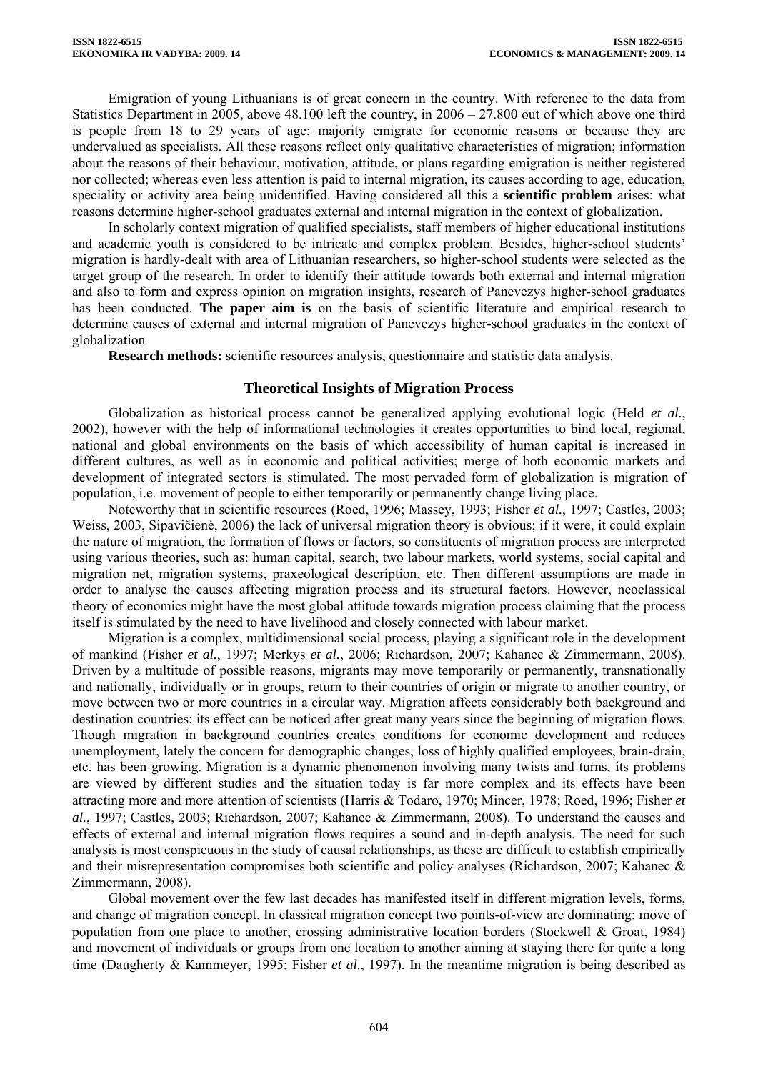Emigration of young Lithuanians is of great concern in the country. With reference to the data from Statistics Department in 2005, above 48.100 left the country, in 2006 – 27.800 out of which above one third is people from 18 to 29 years of age; majority emigrate for economic reasons or because they are undervalued as specialists. All these reasons reflect only qualitative characteristics of migration; information about the reasons of their behaviour, motivation, attitude, or plans regarding emigration is neither registered nor collected; whereas even less attention is paid to internal migration, its causes according to age, education, speciality or activity area being unidentified. Having considered all this a **scientific problem** arises: what reasons determine higher-school graduates external and internal migration in the context of globalization.

In scholarly context migration of qualified specialists, staff members of higher educational institutions and academic youth is considered to be intricate and complex problem. Besides, higher-school students' migration is hardly-dealt with area of Lithuanian researchers, so higher-school students were selected as the target group of the research. In order to identify their attitude towards both external and internal migration and also to form and express opinion on migration insights, research of Panevezys higher-school graduates has been conducted. **The paper aim is** on the basis of scientific literature and empirical research to determine causes of external and internal migration of Panevezys higher-school graduates in the context of globalization

**Research methods:** scientific resources analysis, questionnaire and statistic data analysis.

## Theoretical Insights of Migration Process

Globalization as historical process cannot be generalized applying evolutional logic (Held *et al.*, 2002), however with the help of informational technologies it creates opportunities to bind local, regional, national and global environments on the basis of which accessibility of human capital is increased in different cultures, as well as in economic and political activities; merge of both economic markets and development of integrated sectors is stimulated. The most pervaded form of globalization is migration of population, i.e. movement of people to either temporarily or permanently change living place.

Noteworthy that in scientific resources (Roed, 1996; Massey, 1993; Fisher *et al.*, 1997; Castles, 2003; Weiss, 2003, Sipavičienė, 2006) the lack of universal migration theory is obvious; if it were, it could explain the nature of migration, the formation of flows or factors, so constituents of migration process are interpreted using various theories, such as: human capital, search, two labour markets, world systems, social capital and migration net, migration systems, praxeological description, etc. Then different assumptions are made in order to analyse the causes affecting migration process and its structural factors. However, neoclassical theory of economics might have the most global attitude towards migration process claiming that the process itself is stimulated by the need to have livelihood and closely connected with labour market.

Migration is a complex, multidimensional social process, playing a significant role in the development of mankind (Fisher *et al.*, 1997; Merkys *et al.*, 2006; Richardson, 2007; Kahanec & Zimmermann, 2008). Driven by a multitude of possible reasons, migrants may move temporarily or permanently, transnationally and nationally, individually or in groups, return to their countries of origin or migrate to another country, or move between two or more countries in a circular way. Migration affects considerably both background and destination countries; its effect can be noticed after great many years since the beginning of migration flows. Though migration in background countries creates conditions for economic development and reduces unemployment, lately the concern for demographic changes, loss of highly qualified employees, brain-drain, etc. has been growing. Migration is a dynamic phenomenon involving many twists and turns, its problems are viewed by different studies and the situation today is far more complex and its effects have been attracting more and more attention of scientists (Harris & Todaro, 1970; Mincer, 1978; Roed, 1996; Fisher *et al.*, 1997; Castles, 2003; Richardson, 2007; Kahanec & Zimmermann, 2008). To understand the causes and effects of external and internal migration flows requires a sound and in-depth analysis. The need for such analysis is most conspicuous in the study of causal relationships, as these are difficult to establish empirically and their misrepresentation compromises both scientific and policy analyses (Richardson, 2007; Kahanec & Zimmermann, 2008).

Global movement over the few last decades has manifested itself in different migration levels, forms, and change of migration concept. In classical migration concept two points-of-view are dominating: move of population from one place to another, crossing administrative location borders (Stockwell & Groat, 1984) and movement of individuals or groups from one location to another aiming at staying there for quite a long time (Daugherty & Kammeyer, 1995; Fisher *et al.*, 1997). In the meantime migration is being described as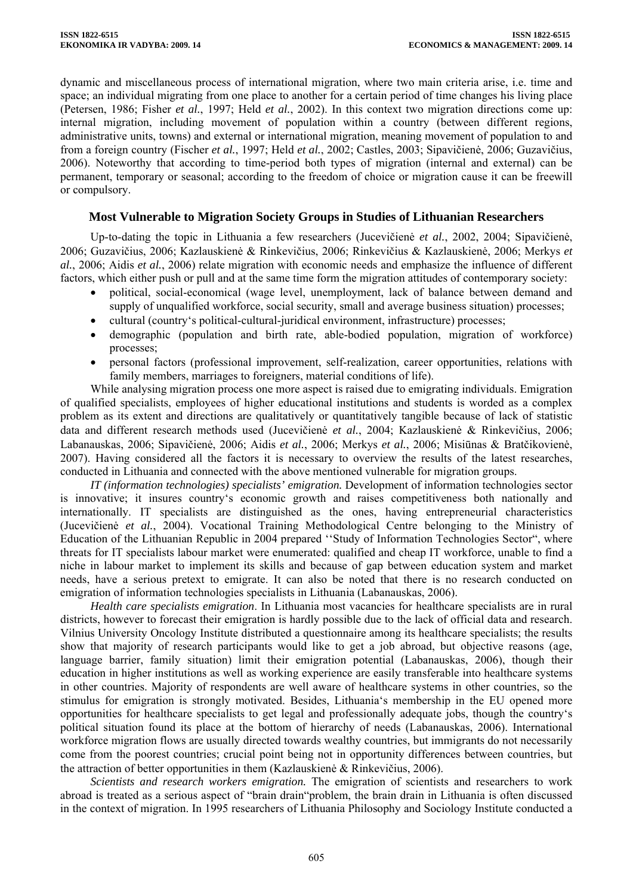dynamic and miscellaneous process of international migration, where two main criteria arise, i.e. time and space; an individual migrating from one place to another for a certain period of time changes his living place (Petersen, 1986; Fisher *et al.*, 1997; Held *et al.*, 2002). In this context two migration directions come up: internal migration, including movement of population within a country (between different regions, administrative units, towns) and external or international migration, meaning movement of population to and from a foreign country (Fischer *et al.*, 1997; Held *et al.*, 2002; Castles, 2003; Sipavičienė, 2006; Guzavičius, 2006). Noteworthy that according to time-period both types of migration (internal and external) can be permanent, temporary or seasonal; according to the freedom of choice or migration cause it can be freewill or compulsory.

## Most Vulnerable to Migration Society Groups in Studies of Lithuanian Researchers

Up-to-dating the topic in Lithuania a few researchers (Jucevičienė *et al.*, 2002, 2004; Sipavičienė, 2006; Guzavičius, 2006; Kazlauskienė & Rinkevičius, 2006; Rinkevičius & Kazlauskienė, 2006; Merkys *et al.*, 2006; Aidis *et al.*, 2006) relate migration with economic needs and emphasize the influence of different factors, which either push or pull and at the same time form the migration attitudes of contemporary society:

- political, social-economical (wage level, unemployment, lack of balance between demand and supply of unqualified workforce, social security, small and average business situation) processes;
- cultural (country's political-cultural-juridical environment, infrastructure) processes;
- demographic (population and birth rate, able-bodied population, migration of workforce) processes;
- personal factors (professional improvement, self-realization, career opportunities, relations with family members, marriages to foreigners, material conditions of life).

While analysing migration process one more aspect is raised due to emigrating individuals. Emigration of qualified specialists, employees of higher educational institutions and students is worded as a complex problem as its extent and directions are qualitatively or quantitatively tangible because of lack of statistic data and different research methods used (Jucevičienė *et al.*, 2004; Kazlauskienė & Rinkevičius, 2006; Labanauskas, 2006; Sipavičienė, 2006; Aidis *et al.*, 2006; Merkys *et al.*, 2006; Misiūnas & Bratčikovienė, 2007). Having considered all the factors it is necessary to overview the results of the latest researches, conducted in Lithuania and connected with the above mentioned vulnerable for migration groups.

*IT (information technologies) specialists' emigration.* Development of information technologies sector is innovative; it insures country's economic growth and raises competitiveness both nationally and internationally. IT specialists are distinguished as the ones, having entrepreneurial characteristics (Jucevičienė *et al.*, 2004). Vocational Training Methodological Centre belonging to the Ministry of Education of the Lithuanian Republic in 2004 prepared ''Study of Information Technologies Sector", where threats for IT specialists labour market were enumerated: qualified and cheap IT workforce, unable to find a niche in labour market to implement its skills and because of gap between education system and market needs, have a serious pretext to emigrate. It can also be noted that there is no research conducted on emigration of information technologies specialists in Lithuania (Labanauskas, 2006).

*Health care specialists emigration*. In Lithuania most vacancies for healthcare specialists are in rural districts, however to forecast their emigration is hardly possible due to the lack of official data and research. Vilnius University Oncology Institute distributed a questionnaire among its healthcare specialists; the results show that majority of research participants would like to get a job abroad, but objective reasons (age, language barrier, family situation) limit their emigration potential (Labanauskas, 2006), though their education in higher institutions as well as working experience are easily transferable into healthcare systems in other countries. Majority of respondents are well aware of healthcare systems in other countries, so the stimulus for emigration is strongly motivated. Besides, Lithuania's membership in the EU opened more opportunities for healthcare specialists to get legal and professionally adequate jobs, though the country's political situation found its place at the bottom of hierarchy of needs (Labanauskas, 2006). International workforce migration flows are usually directed towards wealthy countries, but immigrants do not necessarily come from the poorest countries; crucial point being not in opportunity differences between countries, but the attraction of better opportunities in them (Kazlauskienė & Rinkevičius, 2006).

*Scientists and research workers emigration.* The emigration of scientists and researchers to work abroad is treated as a serious aspect of "brain drain"problem, the brain drain in Lithuania is often discussed in the context of migration. In 1995 researchers of Lithuania Philosophy and Sociology Institute conducted a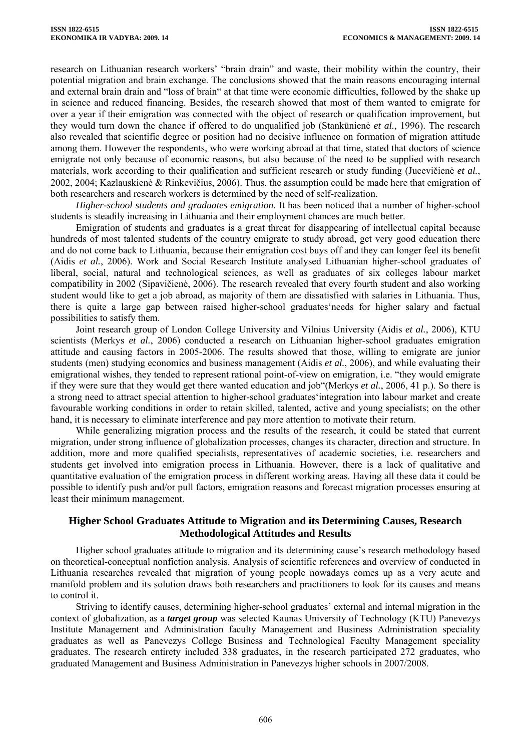research on Lithuanian research workers' "brain drain" and waste, their mobility within the country, their potential migration and brain exchange. The conclusions showed that the main reasons encouraging internal and external brain drain and "loss of brain" at that time were economic difficulties, followed by the shake up in science and reduced financing. Besides, the research showed that most of them wanted to emigrate for over a year if their emigration was connected with the object of research or qualification improvement, but they would turn down the chance if offered to do unqualified job (Stankūnienė *et al.*, 1996). The research also revealed that scientific degree or position had no decisive influence on formation of migration attitude among them. However the respondents, who were working abroad at that time, stated that doctors of science emigrate not only because of economic reasons, but also because of the need to be supplied with research materials, work according to their qualification and sufficient research or study funding (Jucevičienė *et al.*, 2002, 2004; Kazlauskienė & Rinkevičius, 2006). Thus, the assumption could be made here that emigration of both researchers and research workers is determined by the need of self-realization.

*Higher-school students and graduates emigration.* It has been noticed that a number of higher-school students is steadily increasing in Lithuania and their employment chances are much better.

Emigration of students and graduates is a great threat for disappearing of intellectual capital because hundreds of most talented students of the country emigrate to study abroad, get very good education there and do not come back to Lithuania, because their emigration cost buys off and they can longer feel its benefit (Aidis *et al.*, 2006). Work and Social Research Institute analysed Lithuanian higher-school graduates of liberal, social, natural and technological sciences, as well as graduates of six colleges labour market compatibility in 2002 (Sipavičienė, 2006). The research revealed that every fourth student and also working student would like to get a job abroad, as majority of them are dissatisfied with salaries in Lithuania. Thus, there is quite a large gap between raised higher-school graduates'needs for higher salary and factual possibilities to satisfy them.

Joint research group of London College University and Vilnius University (Aidis *et al.*, 2006), KTU scientists (Merkys *et al.*, 2006) conducted a research on Lithuanian higher-school graduates emigration attitude and causing factors in 2005-2006. The results showed that those, willing to emigrate are junior students (men) studying economics and business management (Aidis *et al.*, 2006), and while evaluating their emigrational wishes, they tended to represent rational point-of-view on emigration, i.e. "they would emigrate if they were sure that they would get there wanted education and job"(Merkys *et al.*, 2006, 41 p.). So there is a strong need to attract special attention to higher-school graduates'integration into labour market and create favourable working conditions in order to retain skilled, talented, active and young specialists; on the other hand, it is necessary to eliminate interference and pay more attention to motivate their return.

While generalizing migration process and the results of the research, it could be stated that current migration, under strong influence of globalization processes, changes its character, direction and structure. In addition, more and more qualified specialists, representatives of academic societies, i.e. researchers and students get involved into emigration process in Lithuania. However, there is a lack of qualitative and quantitative evaluation of the emigration process in different working areas. Having all these data it could be possible to identify push and/or pull factors, emigration reasons and forecast migration processes ensuring at least their minimum management.

## Higher School Graduates Attitude to Migration and its Determining Causes, Research Methodological Attitudes and Results

Higher school graduates attitude to migration and its determining cause's research methodology based on theoretical-conceptual nonfiction analysis. Analysis of scientific references and overview of conducted in Lithuania researches revealed that migration of young people nowadays comes up as a very acute and manifold problem and its solution draws both researchers and practitioners to look for its causes and means to control it.

Striving to identify causes, determining higher-school graduates' external and internal migration in the context of globalization, as a ***target group*** was selected Kaunas University of Technology (KTU) Panevezys Institute Management and Administration faculty Management and Business Administration speciality graduates as well as Panevezys College Business and Technological Faculty Management speciality graduates. The research entirety included 338 graduates, in the research participated 272 graduates, who graduated Management and Business Administration in Panevezys higher schools in 2007/2008.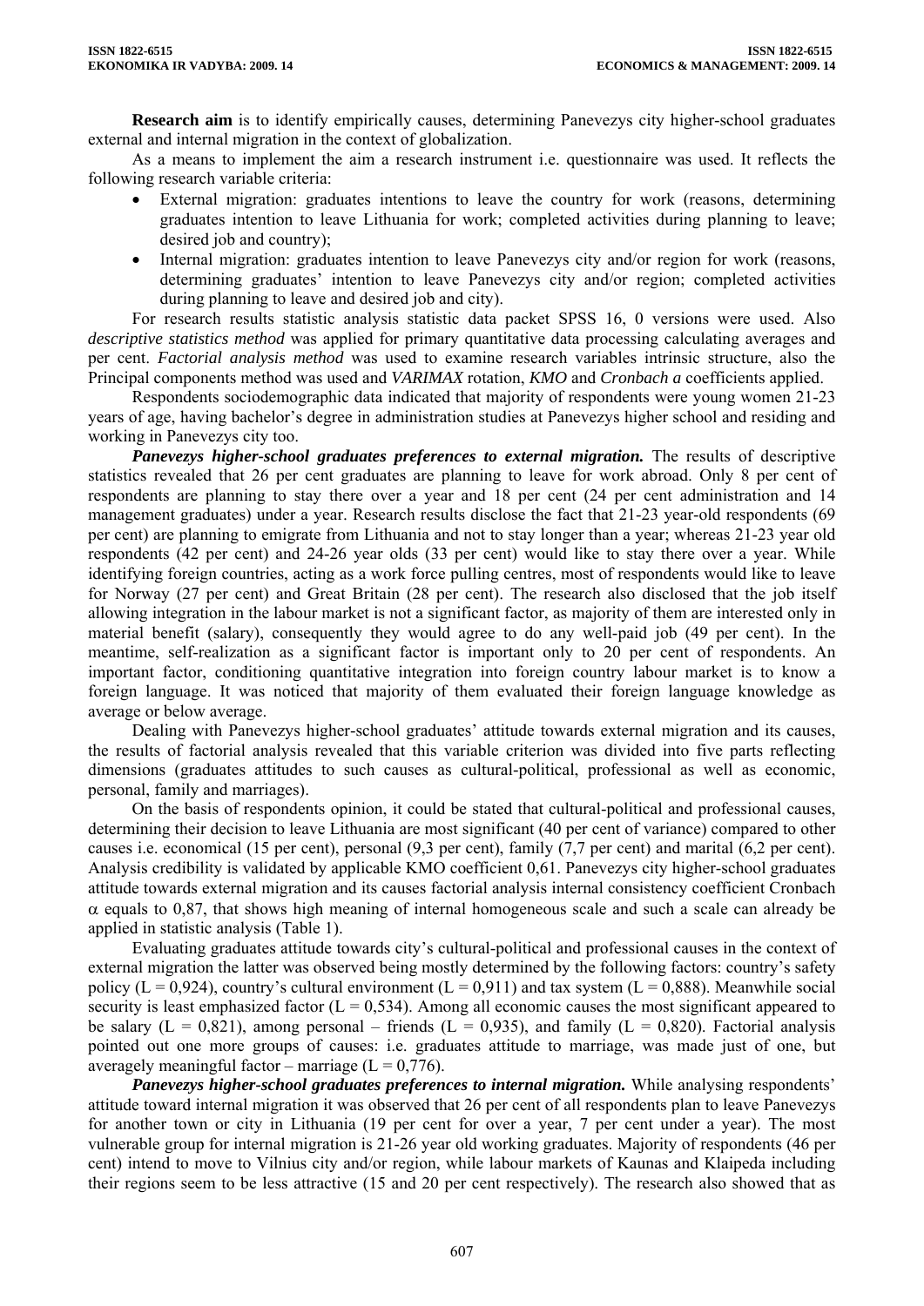**Research aim** is to identify empirically causes, determining Panevezys city higher-school graduates external and internal migration in the context of globalization.

As a means to implement the aim a research instrument i.e. questionnaire was used. It reflects the following research variable criteria:

- External migration: graduates intentions to leave the country for work (reasons, determining graduates intention to leave Lithuania for work; completed activities during planning to leave; desired job and country);
- Internal migration: graduates intention to leave Panevezys city and/or region for work (reasons, determining graduates' intention to leave Panevezys city and/or region; completed activities during planning to leave and desired job and city).

For research results statistic analysis statistic data packet SPSS 16, 0 versions were used. Also *descriptive statistics method* was applied for primary quantitative data processing calculating averages and per cent. *Factorial analysis method* was used to examine research variables intrinsic structure, also the Principal components method was used and *VARIMAX* rotation, *KMO* and *Cronbach a* coefficients applied.

Respondents sociodemographic data indicated that majority of respondents were young women 21-23 years of age, having bachelor's degree in administration studies at Panevezys higher school and residing and working in Panevezys city too.

***Panevezys higher-school graduates preferences to external migration.*** The results of descriptive statistics revealed that 26 per cent graduates are planning to leave for work abroad. Only 8 per cent of respondents are planning to stay there over a year and 18 per cent (24 per cent administration and 14 management graduates) under a year. Research results disclose the fact that 21-23 year-old respondents (69 per cent) are planning to emigrate from Lithuania and not to stay longer than a year; whereas 21-23 year old respondents (42 per cent) and 24-26 year olds (33 per cent) would like to stay there over a year. While identifying foreign countries, acting as a work force pulling centres, most of respondents would like to leave for Norway (27 per cent) and Great Britain (28 per cent). The research also disclosed that the job itself allowing integration in the labour market is not a significant factor, as majority of them are interested only in material benefit (salary), consequently they would agree to do any well-paid job (49 per cent). In the meantime, self-realization as a significant factor is important only to 20 per cent of respondents. An important factor, conditioning quantitative integration into foreign country labour market is to know a foreign language. It was noticed that majority of them evaluated their foreign language knowledge as average or below average.

Dealing with Panevezys higher-school graduates' attitude towards external migration and its causes, the results of factorial analysis revealed that this variable criterion was divided into five parts reflecting dimensions (graduates attitudes to such causes as cultural-political, professional as well as economic, personal, family and marriages).

On the basis of respondents opinion, it could be stated that cultural-political and professional causes, determining their decision to leave Lithuania are most significant (40 per cent of variance) compared to other causes i.e. economical (15 per cent), personal (9,3 per cent), family (7,7 per cent) and marital (6,2 per cent). Analysis credibility is validated by applicable KMO coefficient 0,61. Panevezys city higher-school graduates attitude towards external migration and its causes factorial analysis internal consistency coefficient Cronbach $\alpha$ equals to 0,87, that shows high meaning of internal homogeneous scale and such a scale can already be applied in statistic analysis (Table 1).

Evaluating graduates attitude towards city's cultural-political and professional causes in the context of external migration the latter was observed being mostly determined by the following factors: country's safety policy ($L = 0{,}924$), country's cultural environment ($L = 0{,}911$) and tax system ($L = 0{,}888$). Meanwhile social security is least emphasized factor ($L = 0{,}534$). Among all economic causes the most significant appeared to be salary ($L = 0{,}821$), among personal – friends ($L = 0{,}935$), and family ($L = 0{,}820$). Factorial analysis pointed out one more groups of causes: i.e. graduates attitude to marriage, was made just of one, but averagely meaningful factor – marriage ($L = 0{,}776$).

***Panevezys higher-school graduates preferences to internal migration.*** While analysing respondents' attitude toward internal migration it was observed that 26 per cent of all respondents plan to leave Panevezys for another town or city in Lithuania (19 per cent for over a year, 7 per cent under a year). The most vulnerable group for internal migration is 21-26 year old working graduates. Majority of respondents (46 per cent) intend to move to Vilnius city and/or region, while labour markets of Kaunas and Klaipeda including their regions seem to be less attractive (15 and 20 per cent respectively). The research also showed that as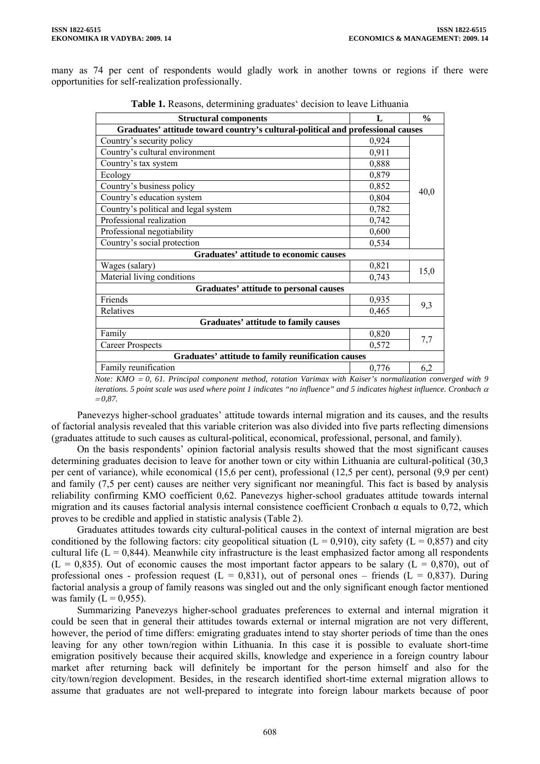many as 74 per cent of respondents would gladly work in another towns or regions if there were opportunities for self-realization professionally.

**Table 1.** Reasons, determining graduates' decision to leave Lithuania

| Structural components | L | % |
|---|---|---|
| **Graduates' attitude toward country's cultural-political and professional causes** | | |
| Country's security policy | 0,924 | 40,0 |
| Country's cultural environment | 0,911 | |
| Country's tax system | 0,888 | |
| Ecology | 0,879 | |
| Country's business policy | 0,852 | |
| Country's education system | 0,804 | |
| Country's political and legal system | 0,782 | |
| Professional realization | 0,742 | |
| Professional negotiability | 0,600 | |
| Country's social protection | 0,534 | |
| **Graduates' attitude to economic causes** | | |
| Wages (salary) | 0,821 | 15,0 |
| Material living conditions | 0,743 | |
| **Graduates' attitude to personal causes** | | |
| Friends | 0,935 | 9,3 |
| Relatives | 0,465 | |
| **Graduates' attitude to family causes** | | |
| Family | 0,820 | 7,7 |
| Career Prospects | 0,572 | |
| **Graduates' attitude to family reunification causes** | | |
| Family reunification | 0,776 | 6,2 |

*Note: KMO = 0, 61. Principal component method, rotation Varimax with Kaiser's normalization converged with 9 iterations. 5 point scale was used where point 1 indicates "no influence" and 5 indicates highest influence. Cronbach $\alpha$ = 0,87.*

Panevezys higher-school graduates' attitude towards internal migration and its causes, and the results of factorial analysis revealed that this variable criterion was also divided into five parts reflecting dimensions (graduates attitude to such causes as cultural-political, economical, professional, personal, and family).

On the basis respondents' opinion factorial analysis results showed that the most significant causes determining graduates decision to leave for another town or city within Lithuania are cultural-political (30,3 per cent of variance), while economical (15,6 per cent), professional (12,5 per cent), personal (9,9 per cent) and family (7,5 per cent) causes are neither very significant nor meaningful. This fact is based by analysis reliability confirming KMO coefficient 0,62. Panevezys higher-school graduates attitude towards internal migration and its causes factorial analysis internal consistence coefficient Cronbach α equals to 0,72, which proves to be credible and applied in statistic analysis (Table 2).

Graduates attitudes towards city cultural-political causes in the context of internal migration are best conditioned by the following factors: city geopolitical situation (L = 0,910), city safety (L = 0,857) and city cultural life (L = 0,844). Meanwhile city infrastructure is the least emphasized factor among all respondents (L = 0,835). Out of economic causes the most important factor appears to be salary (L = 0,870), out of professional ones - profession request (L = 0,831), out of personal ones – friends (L = 0,837). During factorial analysis a group of family reasons was singled out and the only significant enough factor mentioned was family (L = 0,955).

Summarizing Panevezys higher-school graduates preferences to external and internal migration it could be seen that in general their attitudes towards external or internal migration are not very different, however, the period of time differs: emigrating graduates intend to stay shorter periods of time than the ones leaving for any other town/region within Lithuania. In this case it is possible to evaluate short-time emigration positively because their acquired skills, knowledge and experience in a foreign country labour market after returning back will definitely be important for the person himself and also for the city/town/region development. Besides, in the research identified short-time external migration allows to assume that graduates are not well-prepared to integrate into foreign labour markets because of poor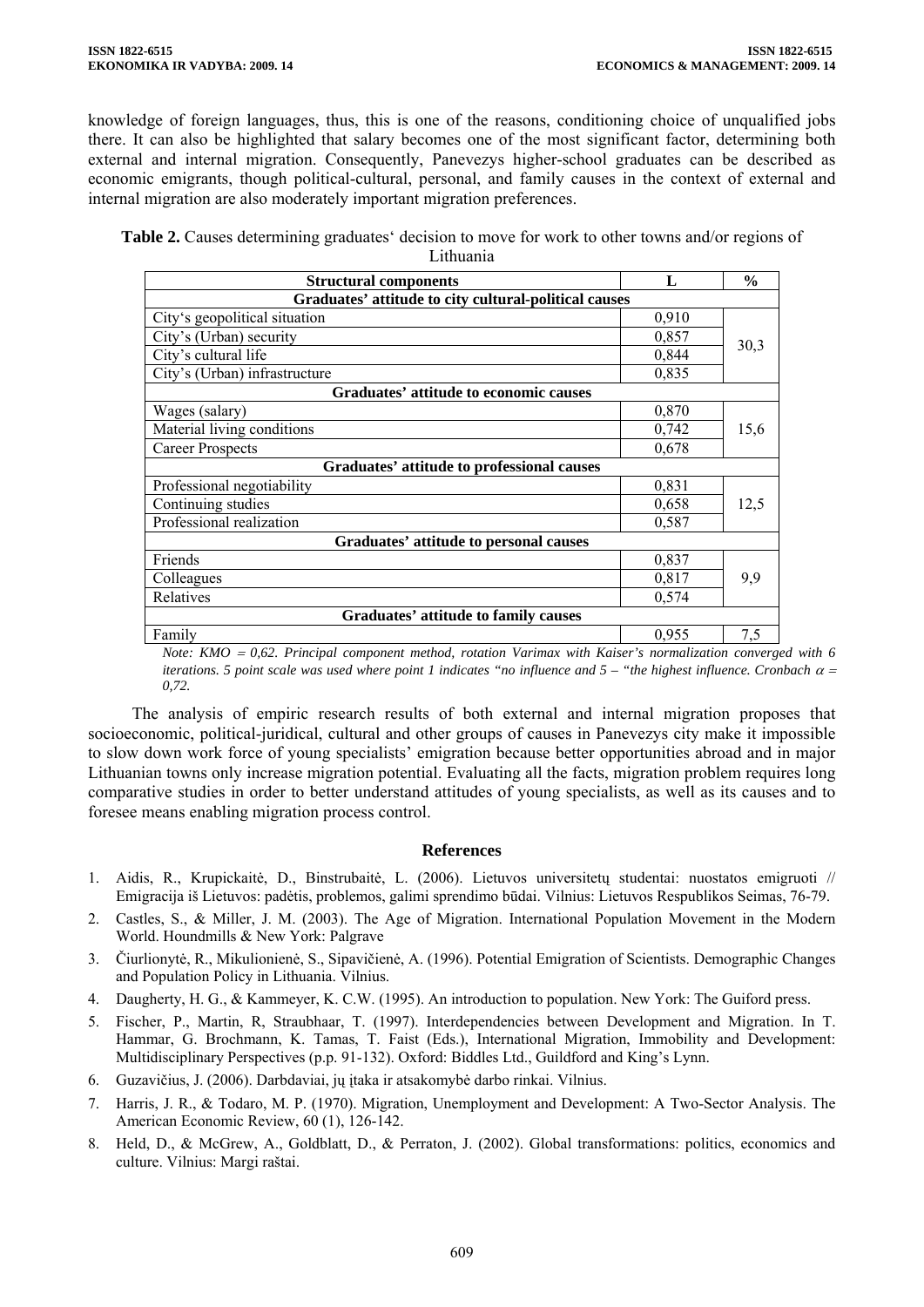knowledge of foreign languages, thus, this is one of the reasons, conditioning choice of unqualified jobs there. It can also be highlighted that salary becomes one of the most significant factor, determining both external and internal migration. Consequently, Panevezys higher-school graduates can be described as economic emigrants, though political-cultural, personal, and family causes in the context of external and internal migration are also moderately important migration preferences.

**Table 2.** Causes determining graduates' decision to move for work to other towns and/or regions of Lithuania

| Structural components | L | % |
|---|---|---|
| **Graduates' attitude to city cultural-political causes** | | |
| City's geopolitical situation | 0,910 | 30,3 |
| City's (Urban) security | 0,857 | |
| City's cultural life | 0,844 | |
| City's (Urban) infrastructure | 0,835 | |
| **Graduates' attitude to economic causes** | | |
| Wages (salary) | 0,870 | 15,6 |
| Material living conditions | 0,742 | |
| Career Prospects | 0,678 | |
| **Graduates' attitude to professional causes** | | |
| Professional negotiability | 0,831 | 12,5 |
| Continuing studies | 0,658 | |
| Professional realization | 0,587 | |
| **Graduates' attitude to personal causes** | | |
| Friends | 0,837 | 9,9 |
| Colleagues | 0,817 | |
| Relatives | 0,574 | |
| **Graduates' attitude to family causes** | | |
| Family | 0,955 | 7,5 |

*Note: KMO = 0,62. Principal component method, rotation Varimax with Kaiser's normalization converged with 6 iterations. 5 point scale was used where point 1 indicates "no influence and 5 – "the highest influence. Cronbach $\alpha$ = 0,72.*

The analysis of empiric research results of both external and internal migration proposes that socioeconomic, political-juridical, cultural and other groups of causes in Panevezys city make it impossible to slow down work force of young specialists' emigration because better opportunities abroad and in major Lithuanian towns only increase migration potential. Evaluating all the facts, migration problem requires long comparative studies in order to better understand attitudes of young specialists, as well as its causes and to foresee means enabling migration process control.

## References

1. Aidis, R., Krupickaitė, D., Binstrubaitė, L. (2006). Lietuvos universitetų studentai: nuostatos emigruoti // Emigracija iš Lietuvos: padėtis, problemos, galimi sprendimo būdai. Vilnius: Lietuvos Respublikos Seimas, 76-79.
2. Castles, S., & Miller, J. M. (2003). The Age of Migration. International Population Movement in the Modern World. Houndmills & New York: Palgrave
3. Čiurlionytė, R., Mikulionienė, S., Sipavičienė, A. (1996). Potential Emigration of Scientists. Demographic Changes and Population Policy in Lithuania. Vilnius.
4. Daugherty, H. G., & Kammeyer, K. C.W. (1995). An introduction to population. New York: The Guiford press.
5. Fischer, P., Martin, R, Straubhaar, T. (1997). Interdependencies between Development and Migration. In T. Hammar, G. Brochmann, K. Tamas, T. Faist (Eds.), International Migration, Immobility and Development: Multidisciplinary Perspectives (p.p. 91-132). Oxford: Biddles Ltd., Guildford and King's Lynn.
6. Guzavičius, J. (2006). Darbdaviai, jų įtaka ir atsakomybė darbo rinkai. Vilnius.
7. Harris, J. R., & Todaro, M. P. (1970). Migration, Unemployment and Development: A Two-Sector Analysis. The American Economic Review, 60 (1), 126-142.
8. Held, D., & McGrew, A., Goldblatt, D., & Perraton, J. (2002). Global transformations: politics, economics and culture. Vilnius: Margi raštai.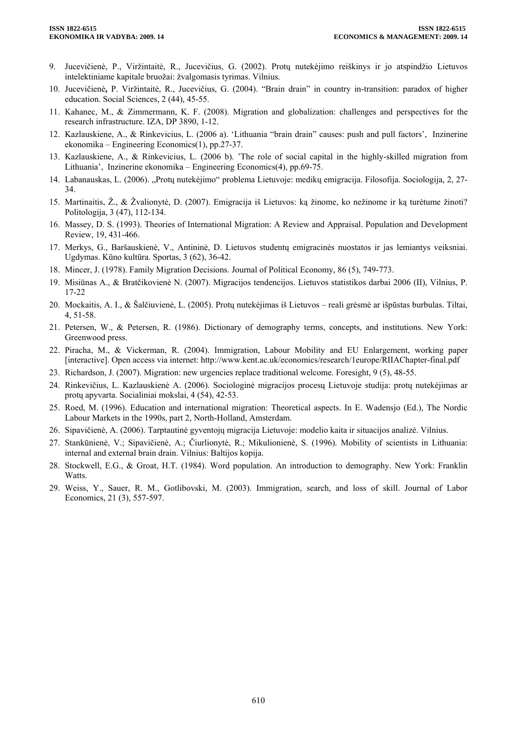9. Jucevičienė, P., Viržintaitė, R., Jucevičius, G. (2002). Protų nutekėjimo reiškinys ir jo atspindžio Lietuvos intelektiniame kapitale bruožai: žvalgomasis tyrimas. Vilnius.
10. Jucevičienė**,** P. Viržintaitė, R., Jucevičius, G. (2004). "Brain drain" in country in-transition: paradox of higher education. Social Sciences, 2 (44), 45-55.
11. Kahanec, M., & Zimmermann, K. F. (2008). Migration and globalization: challenges and perspectives for the research infrastructure. IZA, DP 3890, 1-12.
12. Kazlauskiene, A., & Rinkevicius, L. (2006 a). 'Lithuania "brain drain" causes: push and pull factors', Inzinerine ekonomika – Engineering Economics(1), pp.27-37.
13. Kazlauskiene, A., & Rinkevicius, L. (2006 b). 'The role of social capital in the highly-skilled migration from Lithuania', Inzinerine ekonomika – Engineering Economics(4), pp.69-75.
14. Labanauskas, L. (2006). „Protų nutekėjimo" problema Lietuvoje: medikų emigracija. Filosofija. Sociologija, 2, 27-34.
15. Martinaitis, Ž., & Žvalionytė, D. (2007). Emigracija iš Lietuvos: ką žinome, ko nežinome ir ką turėtume žinoti? Politologija, 3 (47), 112-134.
16. Massey, D. S. (1993). Theories of International Migration: A Review and Appraisal. Population and Development Review, 19, 431-466.
17. Merkys, G., Baršauskienė, V., Antininė, D. Lietuvos studentų emigracinės nuostatos ir jas lemiantys veiksniai. Ugdymas. Kūno kultūra. Sportas, 3 (62), 36-42.
18. Mincer, J. (1978). Family Migration Decisions. Journal of Political Economy, 86 (5), 749-773.
19. Misiūnas A., & Bratčikovienė N. (2007). Migracijos tendencijos. Lietuvos statistikos darbai 2006 (II), Vilnius, P. 17-22
20. Mockaitis, A. I., & Šalčiuvienė, L. (2005). Protų nutekėjimas iš Lietuvos – reali grėsmė ar išpūstas burbulas. Tiltai, 4, 51-58.
21. Petersen, W., & Petersen, R. (1986). Dictionary of demography terms, concepts, and institutions. New York: Greenwood press.
22. Piracha, M., & Vickerman, R. (2004). Immigration, Labour Mobility and EU Enlargement, working paper [interactive]. Open access via internet: http://www.kent.ac.uk/economics/research/1europe/RIIAChapter-final.pdf
23. Richardson, J. (2007). Migration: new urgencies replace traditional welcome. Foresight, 9 (5), 48-55.
24. Rinkevičius, L. Kazlauskienė A. (2006). Sociologinė migracijos procesų Lietuvoje studija: protų nutekėjimas ar protų apyvarta. Socialiniai mokslai, 4 (54), 42-53.
25. Roed, M. (1996). Education and international migration: Theoretical aspects. In E. Wadensjo (Ed.), The Nordic Labour Markets in the 1990s, part 2, North-Holland, Amsterdam.
26. Sipavičienė, A. (2006). Tarptautinė gyventojų migracija Lietuvoje: modelio kaita ir situacijos analizė. Vilnius.
27. Stankūnienė, V.; Sipavičienė, A.; Čiurlionytė, R.; Mikulionienė, S. (1996). Mobility of scientists in Lithuania: internal and external brain drain. Vilnius: Baltijos kopija.
28. Stockwell, E.G., & Groat, H.T. (1984). Word population. An introduction to demography. New York: Franklin Watts.
29. Weiss, Y., Sauer, R. M., Gotlibovski, M. (2003). Immigration, search, and loss of skill. Journal of Labor Economics, 21 (3), 557-597.